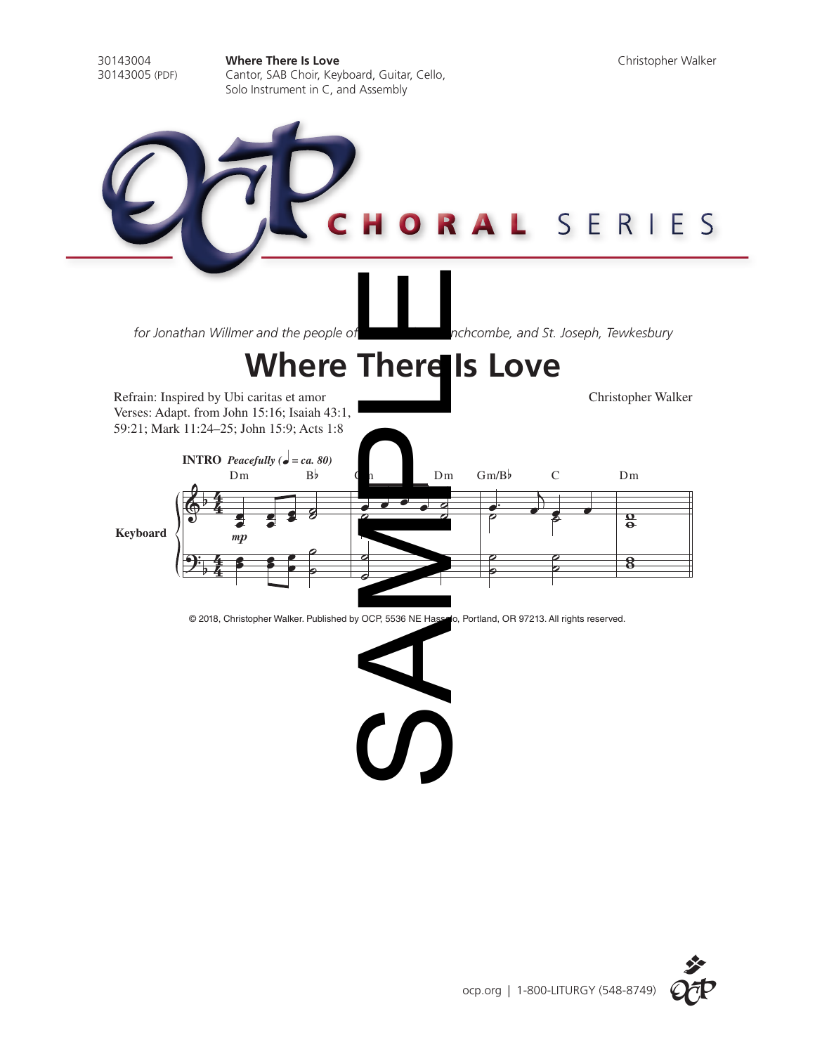30143004
30143005 (PDF)

**Where There Is Love**
Cantor, SAB Choir, Keyboard, Guitar, Cello, Solo Instrument in C, and Assembly

Christopher Walker

CHORAL SERIES

*for Jonathan Willmer and the people of ... nchcombe, and St. Joseph, Tewkesbury*

# Where There Is Love

Refrain: Inspired by Ubi caritas et amor
Verses: Adapt. from John 15:16; Isaiah 43:1, 59:21; Mark 11:24–25; John 15:9; Acts 1:8

Christopher Walker

**INTRO** *Peacefully (♩ = ca. 80)*

Dm  B♭  Gm  Dm  Gm/B♭  C  Dm

Keyboard

*mp*

© 2018, Christopher Walker. Published by OCP, 5536 NE Hassalo, Portland, OR 97213. All rights reserved.

SAMPLE

ocp.org | 1-800-LITURGY (548-8749)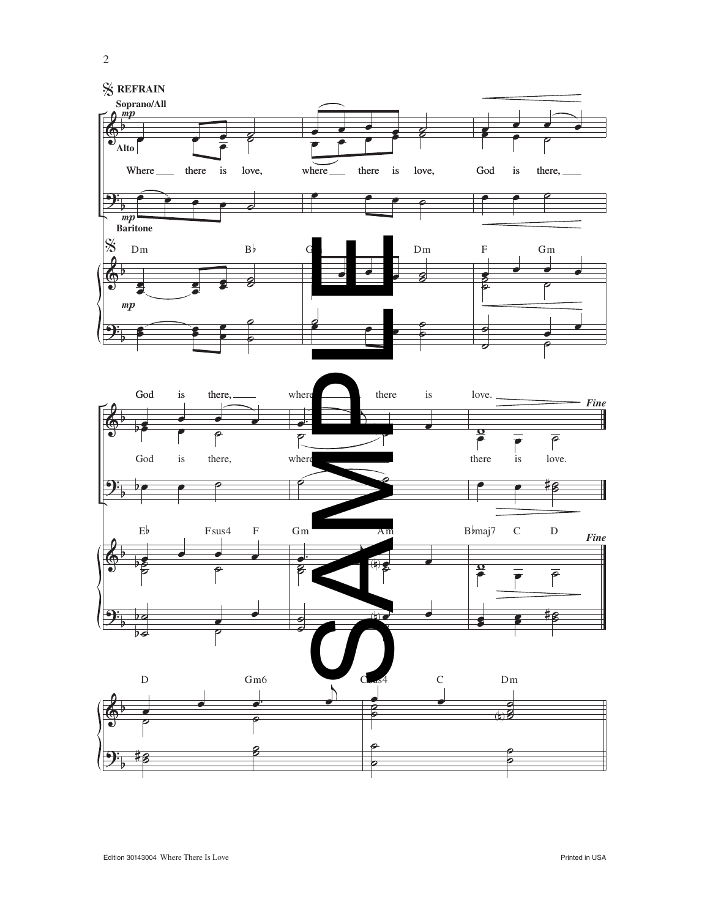REFRAIN

Soprano/All *mp*

Alto

Where there is love, where there is love, God is there,

*mp* Baritone

Dm B♭ Gm Dm F Gm

*mp*

God is there, where there is love.

*Fine*

God is there, where there is love.

E♭ Fsus4 F Gm Am B♭maj7 C D

*Fine*

D Gm6 Csus4 C Dm

SAMPLE

Edition 30143004 Where There Is Love

Printed in USA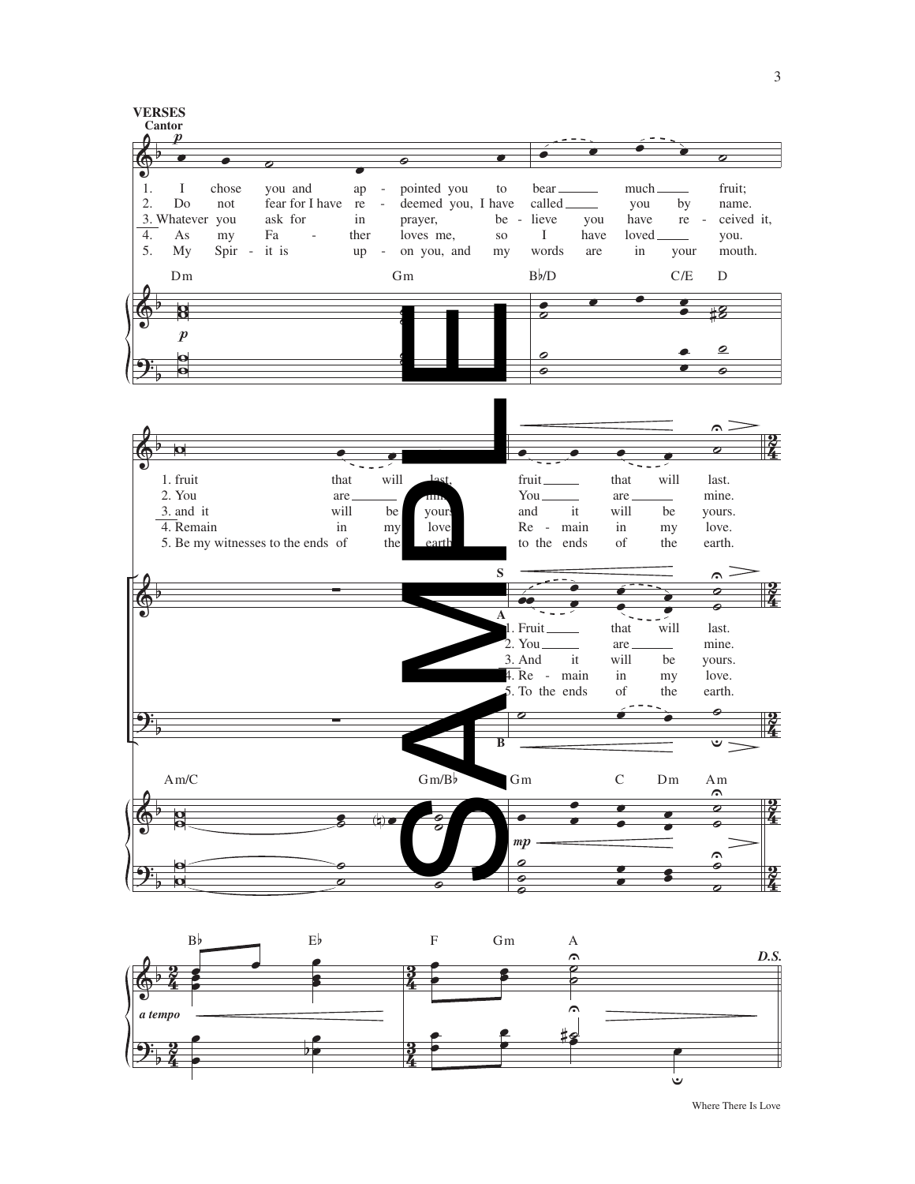**VERSES**

Cantor

1. I chose you and ap - pointed you to bear much fruit;
2. Do not fear for I have re - deemed you, I have called you by name.
3. Whatever you ask for in prayer, be - lieve you have re - ceived it,
4. As my Fa - ther loves me, so I have loved you.
5. My Spir - it is up - on you, and my words are in your mouth.

Dm — Gm — B♭/D — C/E — D

1. fruit that will last, fruit that will last.
2. You are mine. You are mine.
3. and it will be yours; and it will be yours.
4. Remain in my love. Re - main in my love.
5. Be my witnesses to the ends of the earth, to the ends of the earth.

S A

1. Fruit that will last.
2. You are mine.
3. And it will be yours.
4. Re - main in my love.
5. To the ends of the earth.

B

Am/C — Gm/B♭ — Gm — C — Dm — Am

B♭ — E♭ — F — Gm — A

*a tempo*

*D.S.*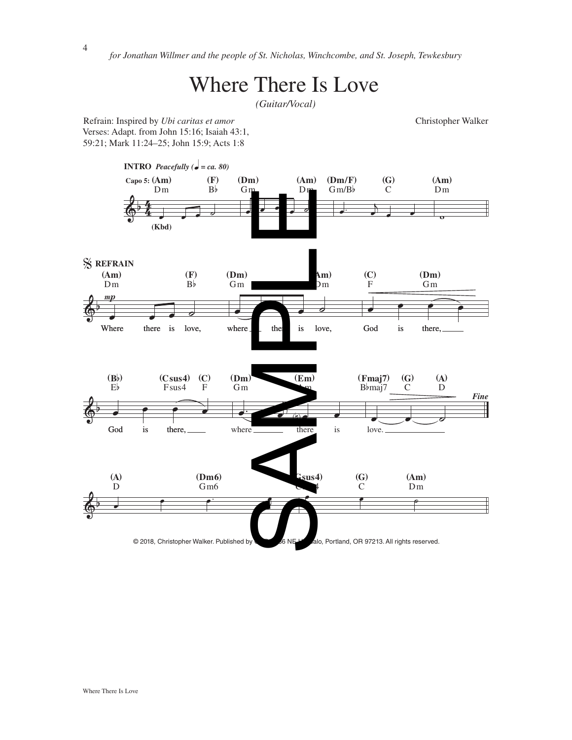*for Jonathan Willmer and the people of St. Nicholas, Winchcombe, and St. Joseph, Tewkesbury*

# Where There Is Love

*(Guitar/Vocal)*

Refrain: Inspired by *Ubi caritas et amor*
Verses: Adapt. from John 15:16; Isaiah 43:1, 59:21; Mark 11:24–25; John 15:9; Acts 1:8

Christopher Walker

**INTRO** *Peacefully* (♩ = ca. 80)

Capo 5: (Am) Dm (F) B♭ (Dm) Gm (Am) Dm (Dm/F) Gm/B♭ (G) C (Am) Dm

(Kbd)

**REFRAIN**

(Am) Dm (F) B♭ (Dm) Gm (Am) Dm (C) F (Dm) Gm

*mp*

Where there is love, where there is love, God is there,

(B♭) E♭ (Csus4) Fsus4 (C) F (Dm) Gm (Em) Am (Fmaj7) B♭maj7 (G) C (A) D

God is there, where there is love.

*Fine*

(A) D (Dm6) Gm6 (Gsus4) Csus4 (G) C (Am) Dm

© 2018, Christopher Walker. Published by OCP, 5536 NE Hassalo, Portland, OR 97213. All rights reserved.

Where There Is Love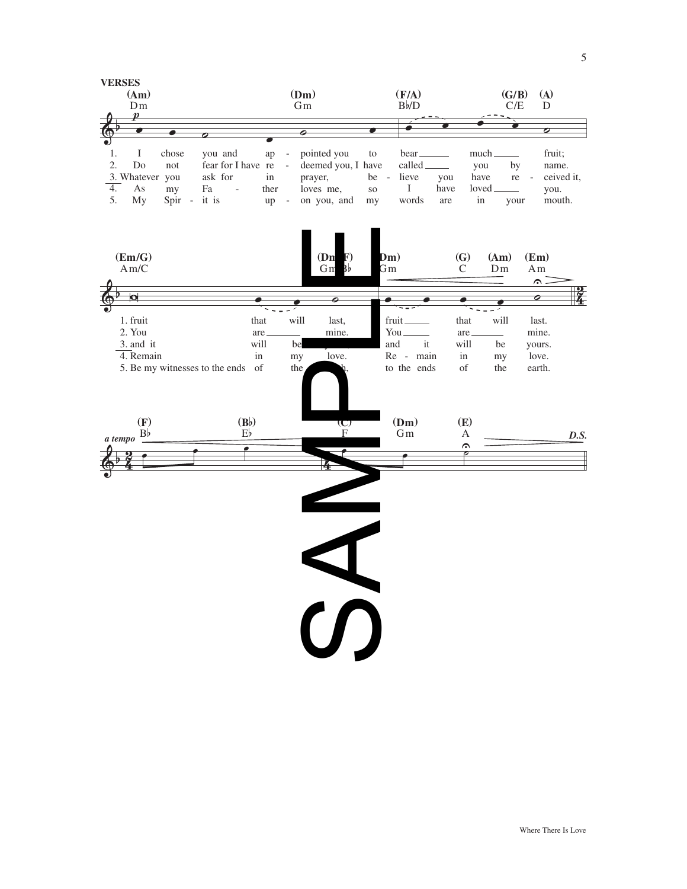**VERSES**

1. I chose you and appointed you to bear much fruit; fruit that will last, fruit that will last.
2. Do not fear for I have redeemed you, I have called you by name. You are mine. You are mine.
3. Whatever you ask for in prayer, believe you have received it, and it will be yours, and it will be yours.
4. As my Father loves me, so I have loved you. Remain in my love. Remain in my love.
5. My Spirit is upon you, and my words are in your mouth. Be my witnesses to the ends of the earth, to the ends of the earth.

*a tempo* — *D.S.*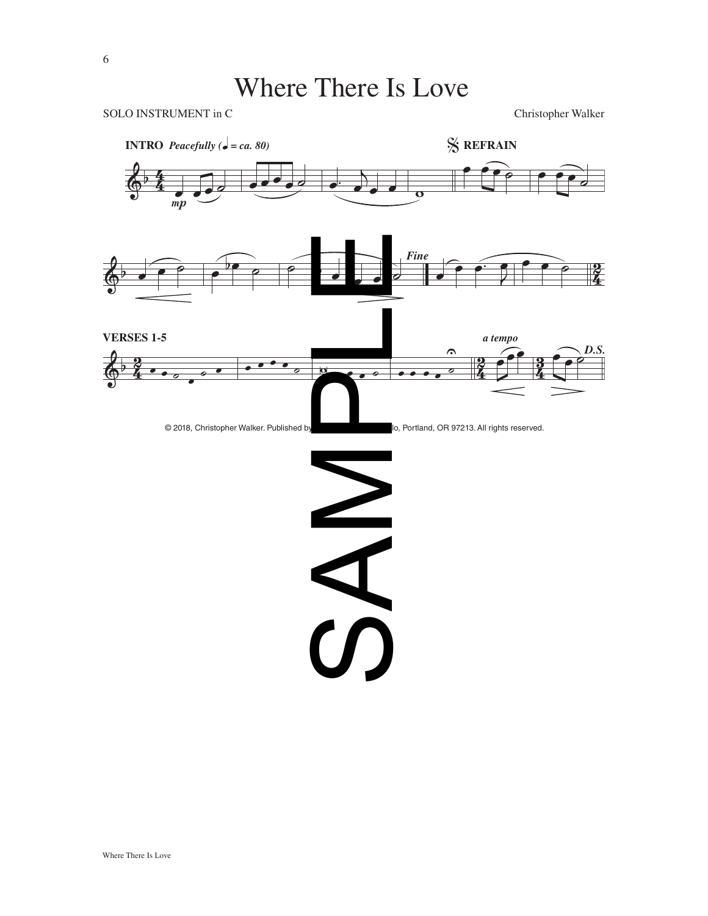# Where There Is Love

SOLO INSTRUMENT in C

Christopher Walker

INTRO *Peacefully* (♩ = ca. 80)

*mp*

REFRAIN

*Fine*

VERSES 1-5

*a tempo*

*D.S.*

© 2018, Christopher Walker. Published by OCP, 5536 NE Hassalo, Portland, OR 97213. All rights reserved.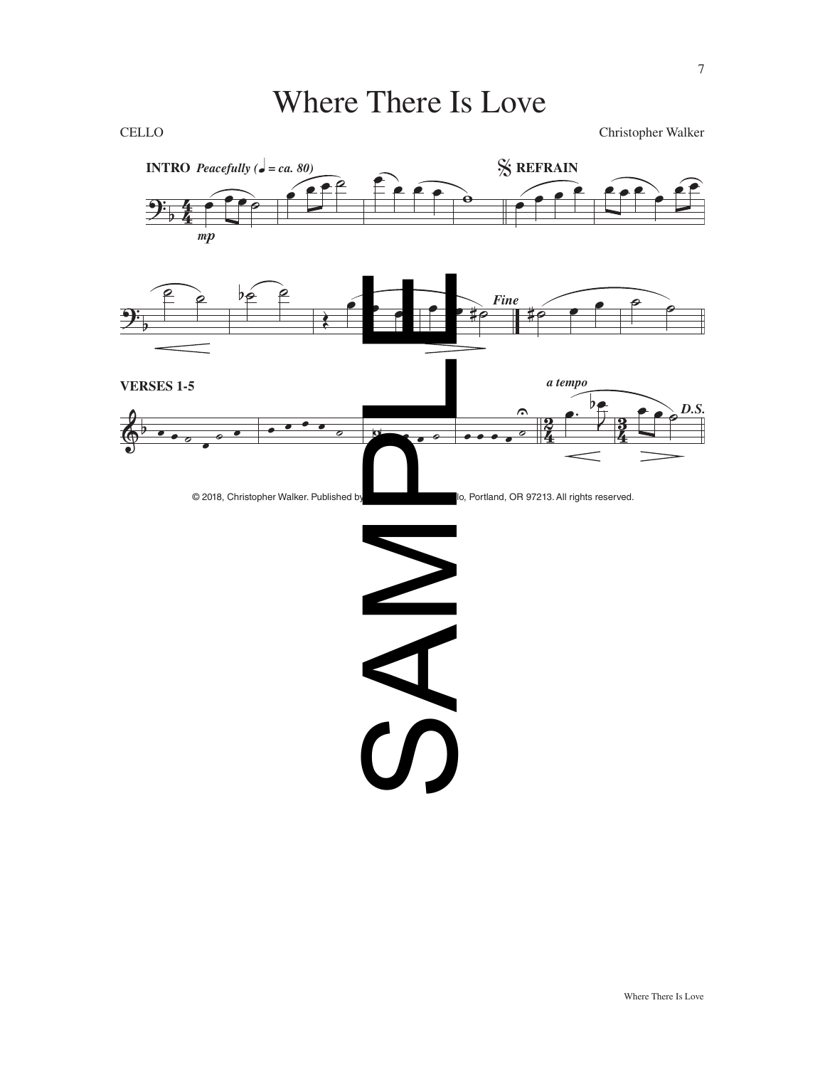# Where There Is Love

CELLO

Christopher Walker

**INTRO** ***Peacefully (♩ = ca. 80)***

*mp*

𝄋 **REFRAIN**

*Fine*

**VERSES 1-5**

*a tempo*

*D.S.*

SAMPLE

© 2018, Christopher Walker. Published by lo, Portland, OR 97213. All rights reserved.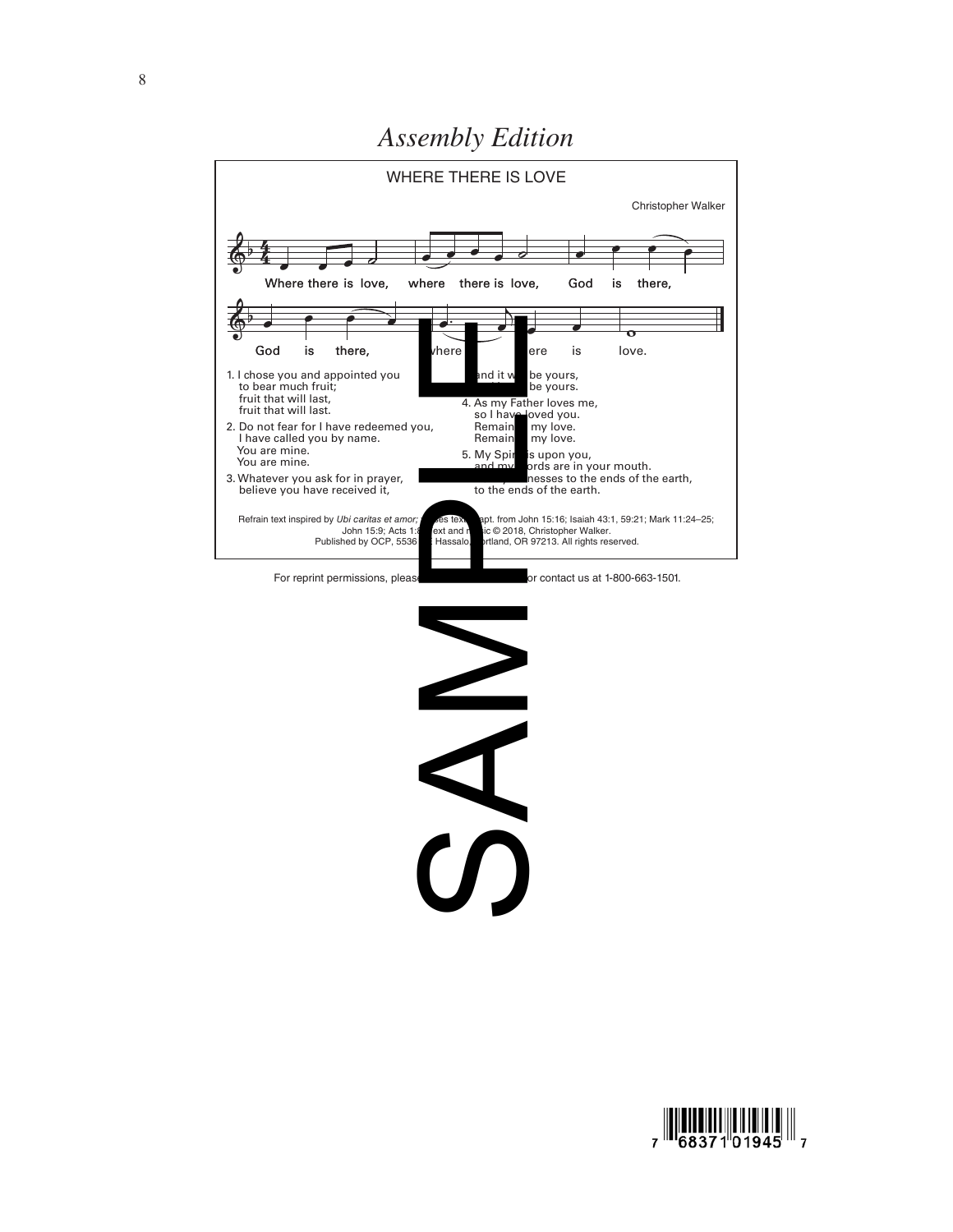# *Assembly Edition*

## WHERE THERE IS LOVE

Christopher Walker

Where there is love, where there is love, God is there,

God is there, where ... ere is love.

1. I chose you and appointed you
   to bear much fruit;
   fruit that will last,
   fruit that will last.

2. Do not fear for I have redeemed you,
   I have called you by name.
   You are mine.
   You are mine.

3. Whatever you ask for in prayer,
   believe you have received it,
   and it w... be yours,
   ... be yours.

4. As my Father loves me,
   so I hav... loved you.
   Remain... my love.
   Remain... my love.

5. My Spir... is upon you,
   and my ...ords are in your mouth.
   ...nesses to the ends of the earth,
   to the ends of the earth.

Refrain text inspired by *Ubi caritas et amor;* ...es text ...apt. from John 15:16; Isaiah 43:1, 59:21; Mark 11:24–25; John 15:9; Acts 1:8. ...ext and m...ic © 2018, Christopher Walker. Published by OCP, 5536 ... Hassalo, ...rtland, OR 97213. All rights reserved.

For reprint permissions, please ... or contact us at 1-800-663-1501.

SAMPLE

7 68371 01945 7